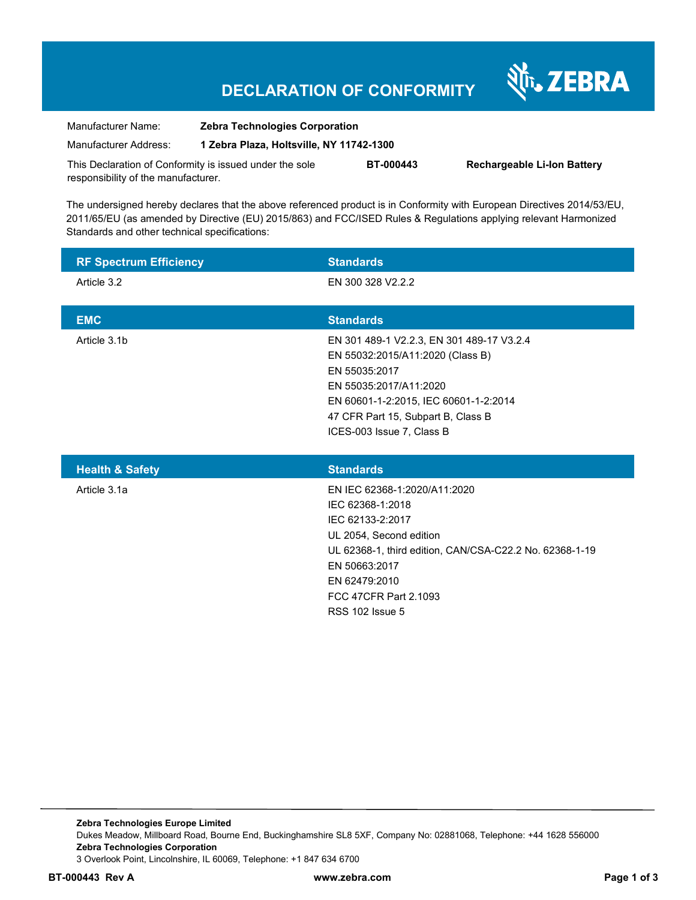# DECLARATION OF CONFORMITY

ZEBRA

| | |
|---|---|
| Manufacturer Name: | **Zebra Technologies Corporation** |
| Manufacturer Address: | **1 Zebra Plaza, Holtsville, NY 11742-1300** |

This Declaration of Conformity is issued under the sole responsibility of the manufacturer. **BT-000443** **Rechargeable Li-Ion Battery**

The undersigned hereby declares that the above referenced product is in Conformity with European Directives 2014/53/EU, 2011/65/EU (as amended by Directive (EU) 2015/863) and FCC/ISED Rules & Regulations applying relevant Harmonized Standards and other technical specifications:

| RF Spectrum Efficiency | Standards |
|---|---|
| Article 3.2 | EN 300 328 V2.2.2 |

| EMC | Standards |
|---|---|
| Article 3.1b | EN 301 489-1 V2.2.3, EN 301 489-17 V3.2.4<br>EN 55032:2015/A11:2020 (Class B)<br>EN 55035:2017<br>EN 55035:2017/A11:2020<br>EN 60601-1-2:2015, IEC 60601-1-2:2014<br>47 CFR Part 15, Subpart B, Class B<br>ICES-003 Issue 7, Class B |

| Health & Safety | Standards |
|---|---|
| Article 3.1a | EN IEC 62368-1:2020/A11:2020<br>IEC 62368-1:2018<br>IEC 62133-2:2017<br>UL 2054, Second edition<br>UL 62368-1, third edition, CAN/CSA-C22.2 No. 62368-1-19<br>EN 50663:2017<br>EN 62479:2010<br>FCC 47CFR Part 2.1093<br>RSS 102 Issue 5 |

**Zebra Technologies Europe Limited**
Dukes Meadow, Millboard Road, Bourne End, Buckinghamshire SL8 5XF, Company No: 02881068, Telephone: +44 1628 556000
**Zebra Technologies Corporation**
3 Overlook Point, Lincolnshire, IL 60069, Telephone: +1 847 634 6700

**BT-000443 Rev A** **www.zebra.com**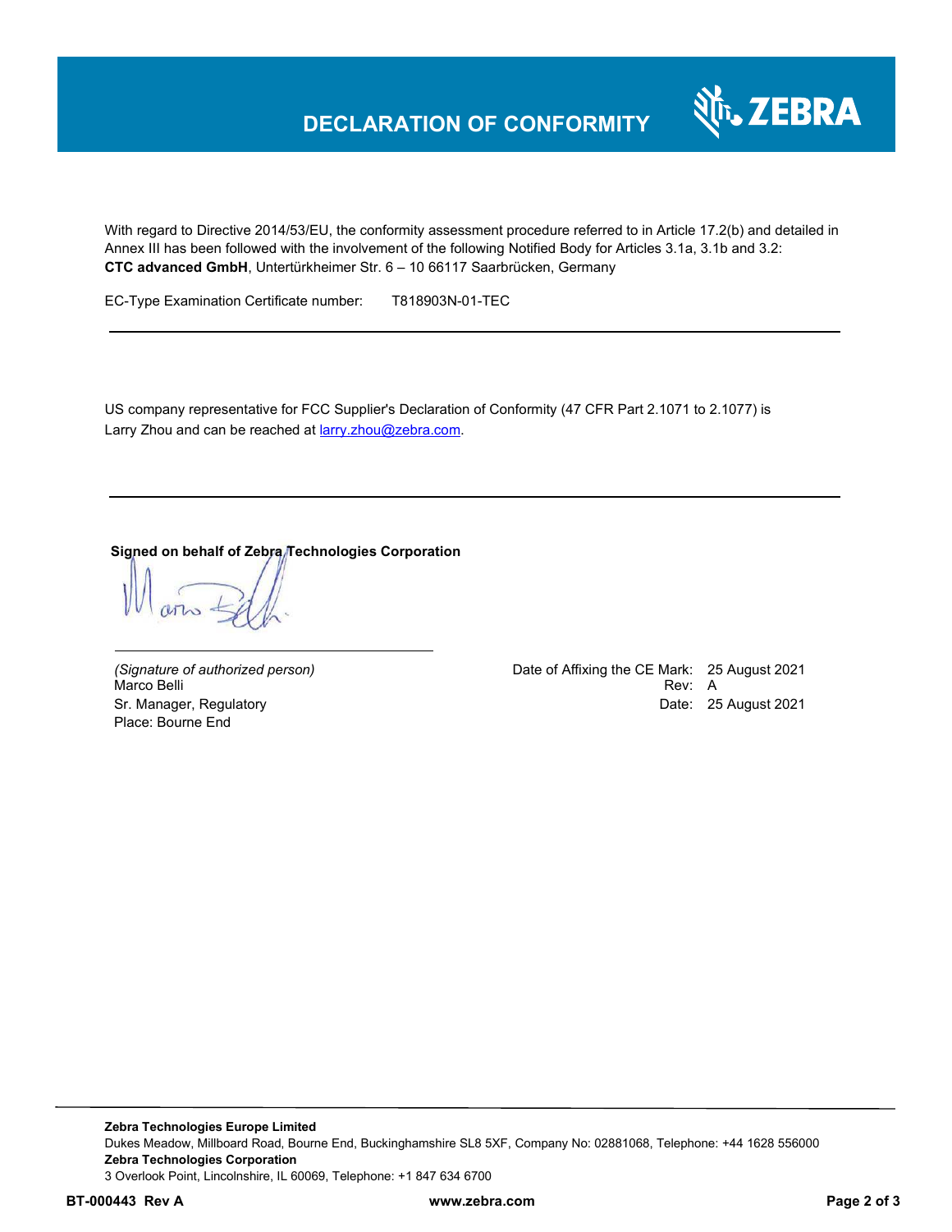# DECLARATION OF CONFORMITY

With regard to Directive 2014/53/EU, the conformity assessment procedure referred to in Article 17.2(b) and detailed in Annex III has been followed with the involvement of the following Notified Body for Articles 3.1a, 3.1b and 3.2:
**CTC advanced GmbH**, Untertürkheimer Str. 6 – 10 66117 Saarbrücken, Germany

EC-Type Examination Certificate number: T818903N-01-TEC

---

US company representative for FCC Supplier's Declaration of Conformity (47 CFR Part 2.1071 to 2.1077) is Larry Zhou and can be reached at larry.zhou@zebra.com.

---

**Signed on behalf of Zebra Technologies Corporation**

*(Signature of authorized person)*
Marco Belli
Sr. Manager, Regulatory
Place: Bourne End

Date of Affixing the CE Mark: 25 August 2021
Rev: A
Date: 25 August 2021

**Zebra Technologies Europe Limited**
Dukes Meadow, Millboard Road, Bourne End, Buckinghamshire SL8 5XF, Company No: 02881068, Telephone: +44 1628 556000
**Zebra Technologies Corporation**
3 Overlook Point, Lincolnshire, IL 60069, Telephone: +1 847 634 6700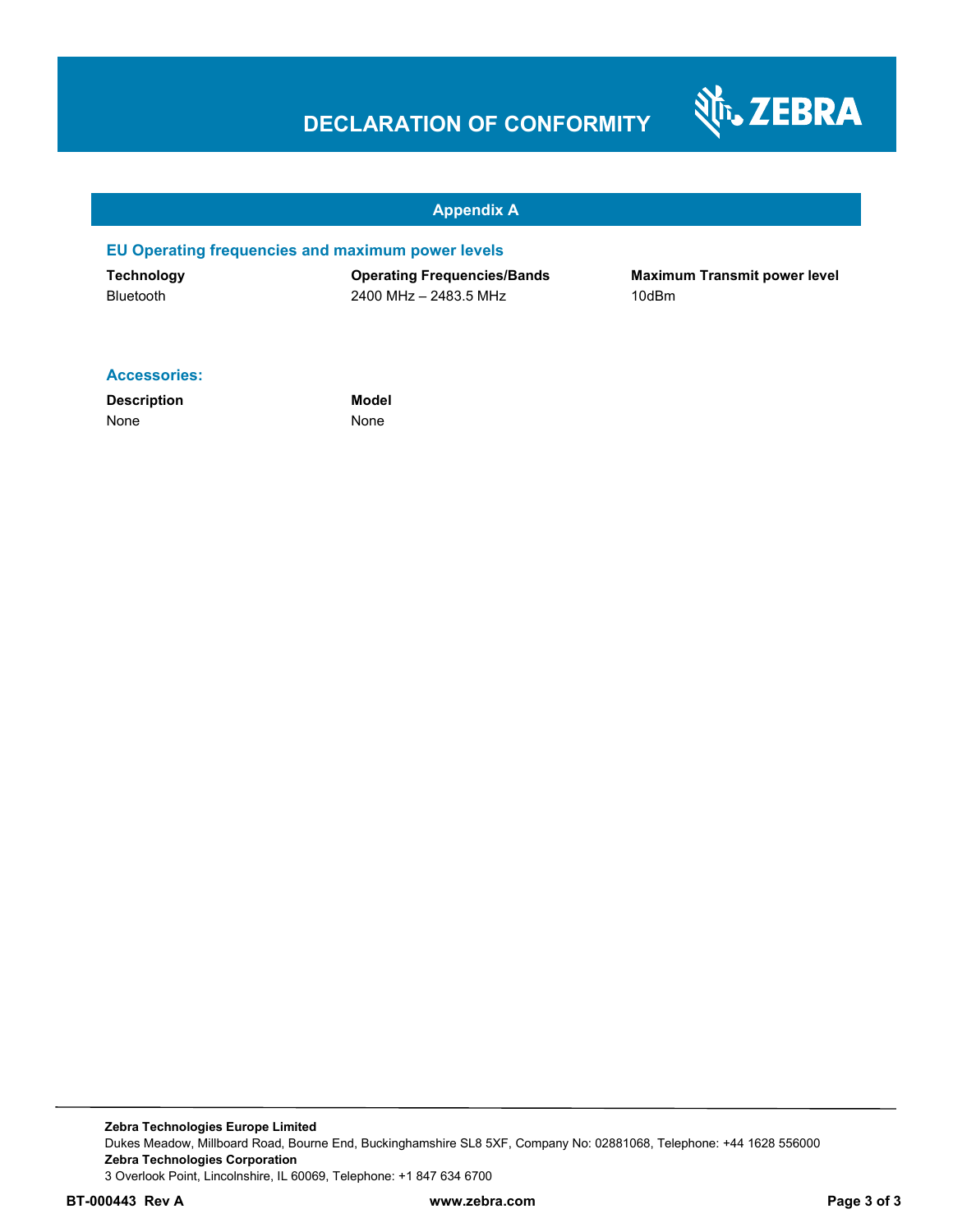# DECLARATION OF CONFORMITY

## Appendix A

### EU Operating frequencies and maximum power levels

| Technology | Operating Frequencies/Bands | Maximum Transmit power level |
|---|---|---|
| Bluetooth | 2400 MHz – 2483.5 MHz | 10dBm |

### Accessories:

| Description | Model |
|---|---|
| None | None |

**Zebra Technologies Europe Limited**
Dukes Meadow, Millboard Road, Bourne End, Buckinghamshire SL8 5XF, Company No: 02881068, Telephone: +44 1628 556000
**Zebra Technologies Corporation**
3 Overlook Point, Lincolnshire, IL 60069, Telephone: +1 847 634 6700

**BT-000443 Rev A** **www.zebra.com**